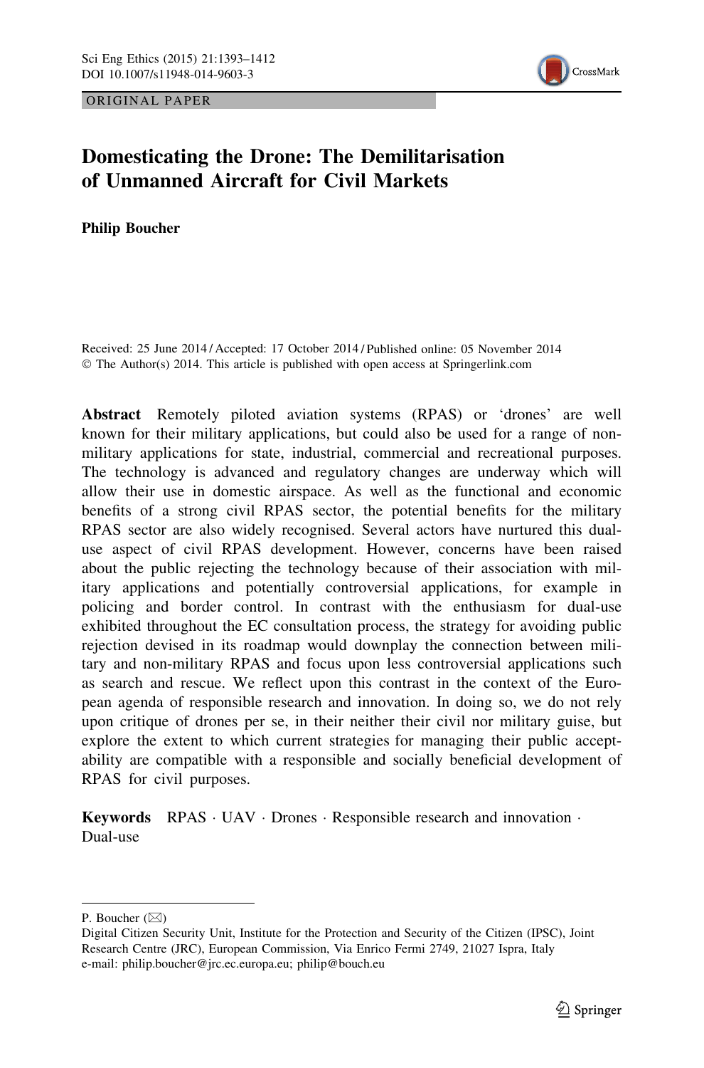ORIGINAL PAPER

# Domesticating the Drone: The Demilitarisation of Unmanned Aircraft for Civil Markets

**Philip Boucher**

Received: 25 June 2014 / Accepted: 17 October 2014 / Published online: 05 November 2014
© The Author(s) 2014. This article is published with open access at Springerlink.com

**Abstract** Remotely piloted aviation systems (RPAS) or 'drones' are well known for their military applications, but could also be used for a range of non-military applications for state, industrial, commercial and recreational purposes. The technology is advanced and regulatory changes are underway which will allow their use in domestic airspace. As well as the functional and economic benefits of a strong civil RPAS sector, the potential benefits for the military RPAS sector are also widely recognised. Several actors have nurtured this dual-use aspect of civil RPAS development. However, concerns have been raised about the public rejecting the technology because of their association with military applications and potentially controversial applications, for example in policing and border control. In contrast with the enthusiasm for dual-use exhibited throughout the EC consultation process, the strategy for avoiding public rejection devised in its roadmap would downplay the connection between military and non-military RPAS and focus upon less controversial applications such as search and rescue. We reflect upon this contrast in the context of the European agenda of responsible research and innovation. In doing so, we do not rely upon critique of drones per se, in their neither their civil nor military guise, but explore the extent to which current strategies for managing their public acceptability are compatible with a responsible and socially beneficial development of RPAS for civil purposes.

**Keywords** RPAS · UAV · Drones · Responsible research and innovation · Dual-use

---

P. Boucher (✉)
Digital Citizen Security Unit, Institute for the Protection and Security of the Citizen (IPSC), Joint Research Centre (JRC), European Commission, Via Enrico Fermi 2749, 21027 Ispra, Italy
e-mail: philip.boucher@jrc.ec.europa.eu; philip@bouch.eu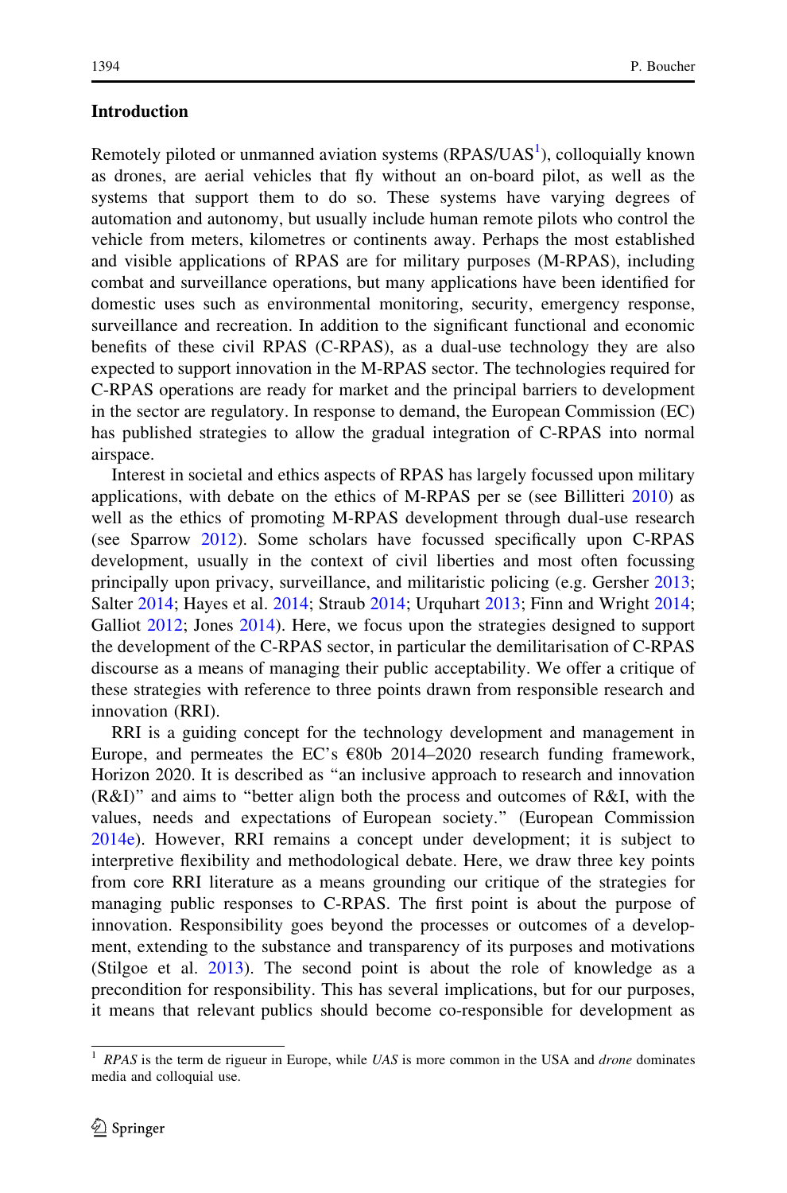## Introduction

Remotely piloted or unmanned aviation systems (RPAS/UAS[1]), colloquially known as drones, are aerial vehicles that fly without an on-board pilot, as well as the systems that support them to do so. These systems have varying degrees of automation and autonomy, but usually include human remote pilots who control the vehicle from meters, kilometres or continents away. Perhaps the most established and visible applications of RPAS are for military purposes (M-RPAS), including combat and surveillance operations, but many applications have been identified for domestic uses such as environmental monitoring, security, emergency response, surveillance and recreation. In addition to the significant functional and economic benefits of these civil RPAS (C-RPAS), as a dual-use technology they are also expected to support innovation in the M-RPAS sector. The technologies required for C-RPAS operations are ready for market and the principal barriers to development in the sector are regulatory. In response to demand, the European Commission (EC) has published strategies to allow the gradual integration of C-RPAS into normal airspace.

Interest in societal and ethics aspects of RPAS has largely focussed upon military applications, with debate on the ethics of M-RPAS per se (see Billitteri 2010) as well as the ethics of promoting M-RPAS development through dual-use research (see Sparrow 2012). Some scholars have focussed specifically upon C-RPAS development, usually in the context of civil liberties and most often focussing principally upon privacy, surveillance, and militaristic policing (e.g. Gersher 2013; Salter 2014; Hayes et al. 2014; Straub 2014; Urquhart 2013; Finn and Wright 2014; Galliot 2012; Jones 2014). Here, we focus upon the strategies designed to support the development of the C-RPAS sector, in particular the demilitarisation of C-RPAS discourse as a means of managing their public acceptability. We offer a critique of these strategies with reference to three points drawn from responsible research and innovation (RRI).

RRI is a guiding concept for the technology development and management in Europe, and permeates the EC's €80b 2014–2020 research funding framework, Horizon 2020. It is described as "an inclusive approach to research and innovation (R&I)" and aims to "better align both the process and outcomes of R&I, with the values, needs and expectations of European society." (European Commission 2014e). However, RRI remains a concept under development; it is subject to interpretive flexibility and methodological debate. Here, we draw three key points from core RRI literature as a means grounding our critique of the strategies for managing public responses to C-RPAS. The first point is about the purpose of innovation. Responsibility goes beyond the processes or outcomes of a development, extending to the substance and transparency of its purposes and motivations (Stilgoe et al. 2013). The second point is about the role of knowledge as a precondition for responsibility. This has several implications, but for our purposes, it means that relevant publics should become co-responsible for development as

---

[1] *RPAS* is the term de rigueur in Europe, while *UAS* is more common in the USA and *drone* dominates media and colloquial use.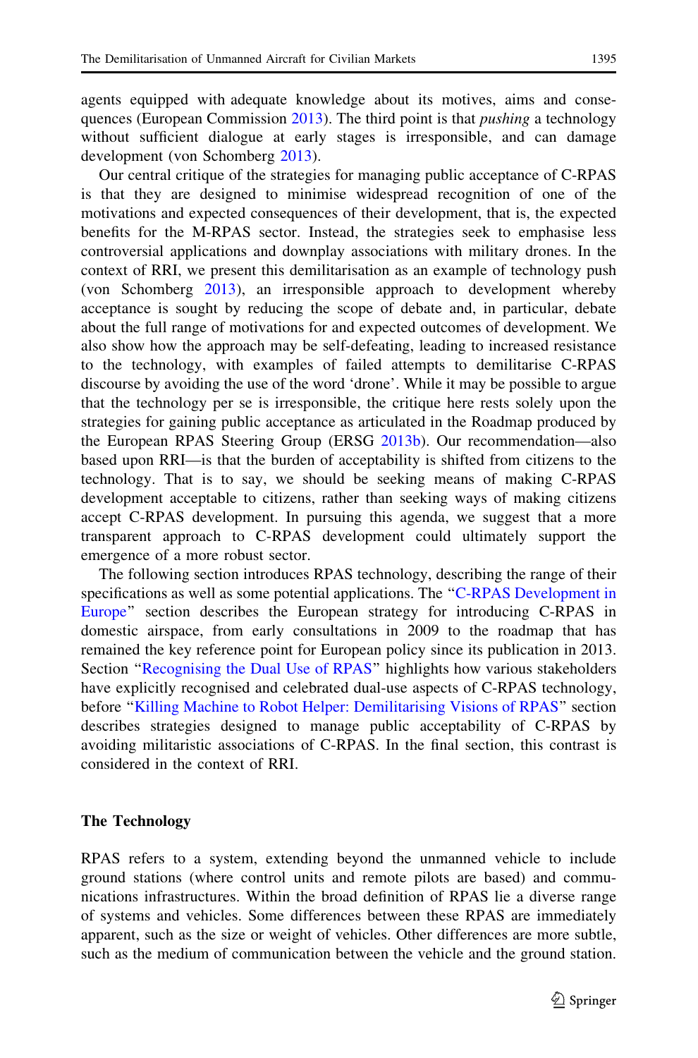agents equipped with adequate knowledge about its motives, aims and consequences (European Commission 2013). The third point is that *pushing* a technology without sufficient dialogue at early stages is irresponsible, and can damage development (von Schomberg 2013).

Our central critique of the strategies for managing public acceptance of C-RPAS is that they are designed to minimise widespread recognition of one of the motivations and expected consequences of their development, that is, the expected benefits for the M-RPAS sector. Instead, the strategies seek to emphasise less controversial applications and downplay associations with military drones. In the context of RRI, we present this demilitarisation as an example of technology push (von Schomberg 2013), an irresponsible approach to development whereby acceptance is sought by reducing the scope of debate and, in particular, debate about the full range of motivations for and expected outcomes of development. We also show how the approach may be self-defeating, leading to increased resistance to the technology, with examples of failed attempts to demilitarise C-RPAS discourse by avoiding the use of the word 'drone'. While it may be possible to argue that the technology per se is irresponsible, the critique here rests solely upon the strategies for gaining public acceptance as articulated in the Roadmap produced by the European RPAS Steering Group (ERSG 2013b). Our recommendation—also based upon RRI—is that the burden of acceptability is shifted from citizens to the technology. That is to say, we should be seeking means of making C-RPAS development acceptable to citizens, rather than seeking ways of making citizens accept C-RPAS development. In pursuing this agenda, we suggest that a more transparent approach to C-RPAS development could ultimately support the emergence of a more robust sector.

The following section introduces RPAS technology, describing the range of their specifications as well as some potential applications. The "C-RPAS Development in Europe" section describes the European strategy for introducing C-RPAS in domestic airspace, from early consultations in 2009 to the roadmap that has remained the key reference point for European policy since its publication in 2013. Section "Recognising the Dual Use of RPAS" highlights how various stakeholders have explicitly recognised and celebrated dual-use aspects of C-RPAS technology, before "Killing Machine to Robot Helper: Demilitarising Visions of RPAS" section describes strategies designed to manage public acceptability of C-RPAS by avoiding militaristic associations of C-RPAS. In the final section, this contrast is considered in the context of RRI.

## The Technology

RPAS refers to a system, extending beyond the unmanned vehicle to include ground stations (where control units and remote pilots are based) and communications infrastructures. Within the broad definition of RPAS lie a diverse range of systems and vehicles. Some differences between these RPAS are immediately apparent, such as the size or weight of vehicles. Other differences are more subtle, such as the medium of communication between the vehicle and the ground station.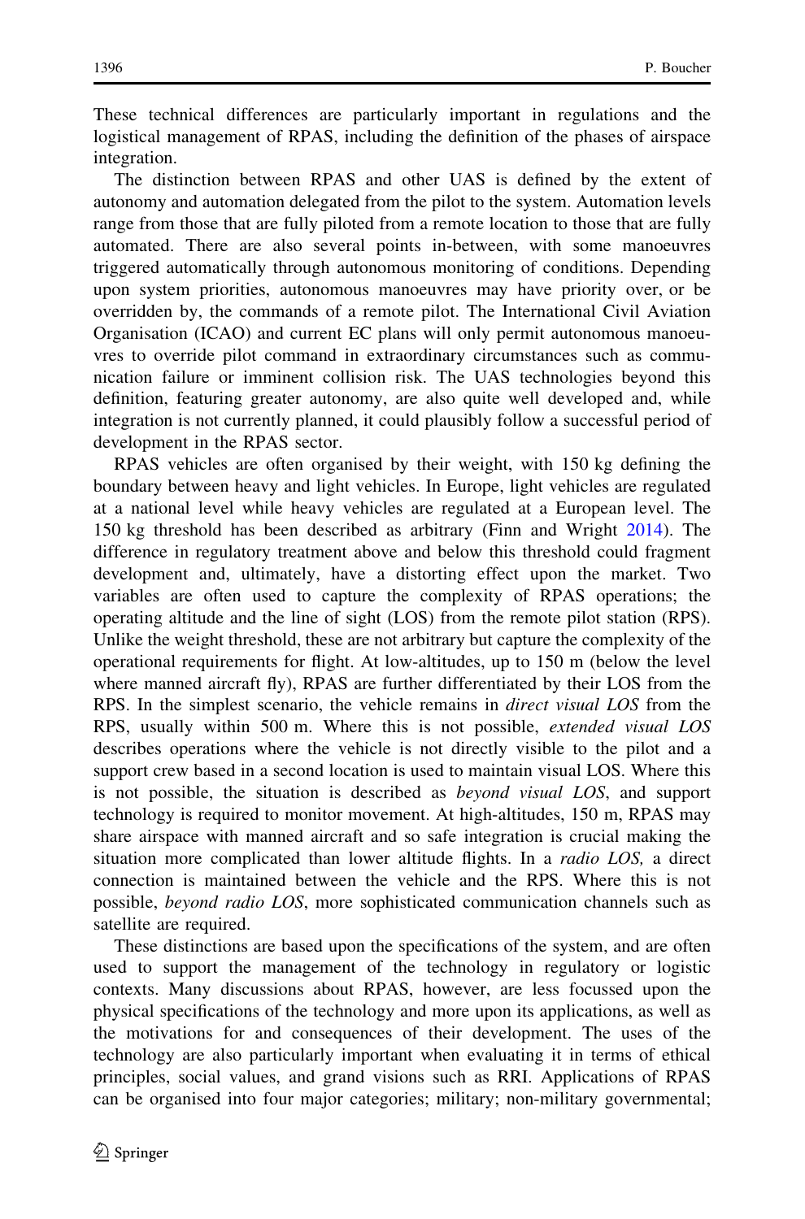These technical differences are particularly important in regulations and the logistical management of RPAS, including the definition of the phases of airspace integration.

The distinction between RPAS and other UAS is defined by the extent of autonomy and automation delegated from the pilot to the system. Automation levels range from those that are fully piloted from a remote location to those that are fully automated. There are also several points in-between, with some manoeuvres triggered automatically through autonomous monitoring of conditions. Depending upon system priorities, autonomous manoeuvres may have priority over, or be overridden by, the commands of a remote pilot. The International Civil Aviation Organisation (ICAO) and current EC plans will only permit autonomous manoeuvres to override pilot command in extraordinary circumstances such as communication failure or imminent collision risk. The UAS technologies beyond this definition, featuring greater autonomy, are also quite well developed and, while integration is not currently planned, it could plausibly follow a successful period of development in the RPAS sector.

RPAS vehicles are often organised by their weight, with 150 kg defining the boundary between heavy and light vehicles. In Europe, light vehicles are regulated at a national level while heavy vehicles are regulated at a European level. The 150 kg threshold has been described as arbitrary (Finn and Wright 2014). The difference in regulatory treatment above and below this threshold could fragment development and, ultimately, have a distorting effect upon the market. Two variables are often used to capture the complexity of RPAS operations; the operating altitude and the line of sight (LOS) from the remote pilot station (RPS). Unlike the weight threshold, these are not arbitrary but capture the complexity of the operational requirements for flight. At low-altitudes, up to 150 m (below the level where manned aircraft fly), RPAS are further differentiated by their LOS from the RPS. In the simplest scenario, the vehicle remains in *direct visual LOS* from the RPS, usually within 500 m. Where this is not possible, *extended visual LOS* describes operations where the vehicle is not directly visible to the pilot and a support crew based in a second location is used to maintain visual LOS. Where this is not possible, the situation is described as *beyond visual LOS*, and support technology is required to monitor movement. At high-altitudes, 150 m, RPAS may share airspace with manned aircraft and so safe integration is crucial making the situation more complicated than lower altitude flights. In a *radio LOS,* a direct connection is maintained between the vehicle and the RPS. Where this is not possible, *beyond radio LOS*, more sophisticated communication channels such as satellite are required.

These distinctions are based upon the specifications of the system, and are often used to support the management of the technology in regulatory or logistic contexts. Many discussions about RPAS, however, are less focussed upon the physical specifications of the technology and more upon its applications, as well as the motivations for and consequences of their development. The uses of the technology are also particularly important when evaluating it in terms of ethical principles, social values, and grand visions such as RRI. Applications of RPAS can be organised into four major categories; military; non-military governmental;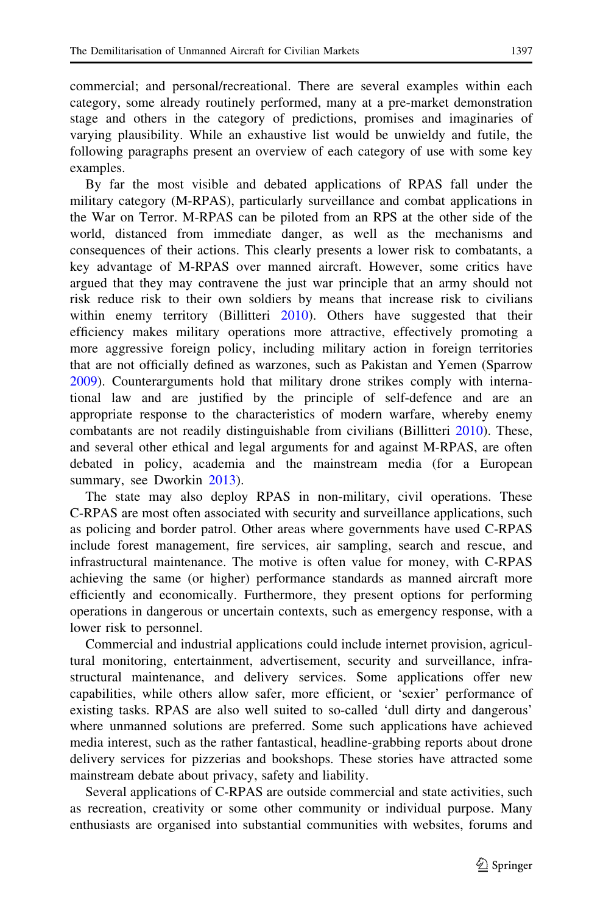commercial; and personal/recreational. There are several examples within each category, some already routinely performed, many at a pre-market demonstration stage and others in the category of predictions, promises and imaginaries of varying plausibility. While an exhaustive list would be unwieldy and futile, the following paragraphs present an overview of each category of use with some key examples.

By far the most visible and debated applications of RPAS fall under the military category (M-RPAS), particularly surveillance and combat applications in the War on Terror. M-RPAS can be piloted from an RPS at the other side of the world, distanced from immediate danger, as well as the mechanisms and consequences of their actions. This clearly presents a lower risk to combatants, a key advantage of M-RPAS over manned aircraft. However, some critics have argued that they may contravene the just war principle that an army should not risk reduce risk to their own soldiers by means that increase risk to civilians within enemy territory (Billitteri 2010). Others have suggested that their efficiency makes military operations more attractive, effectively promoting a more aggressive foreign policy, including military action in foreign territories that are not officially defined as warzones, such as Pakistan and Yemen (Sparrow 2009). Counterarguments hold that military drone strikes comply with international law and are justified by the principle of self-defence and are an appropriate response to the characteristics of modern warfare, whereby enemy combatants are not readily distinguishable from civilians (Billitteri 2010). These, and several other ethical and legal arguments for and against M-RPAS, are often debated in policy, academia and the mainstream media (for a European summary, see Dworkin 2013).

The state may also deploy RPAS in non-military, civil operations. These C-RPAS are most often associated with security and surveillance applications, such as policing and border patrol. Other areas where governments have used C-RPAS include forest management, fire services, air sampling, search and rescue, and infrastructural maintenance. The motive is often value for money, with C-RPAS achieving the same (or higher) performance standards as manned aircraft more efficiently and economically. Furthermore, they present options for performing operations in dangerous or uncertain contexts, such as emergency response, with a lower risk to personnel.

Commercial and industrial applications could include internet provision, agricultural monitoring, entertainment, advertisement, security and surveillance, infrastructural maintenance, and delivery services. Some applications offer new capabilities, while others allow safer, more efficient, or 'sexier' performance of existing tasks. RPAS are also well suited to so-called 'dull dirty and dangerous' where unmanned solutions are preferred. Some such applications have achieved media interest, such as the rather fantastical, headline-grabbing reports about drone delivery services for pizzerias and bookshops. These stories have attracted some mainstream debate about privacy, safety and liability.

Several applications of C-RPAS are outside commercial and state activities, such as recreation, creativity or some other community or individual purpose. Many enthusiasts are organised into substantial communities with websites, forums and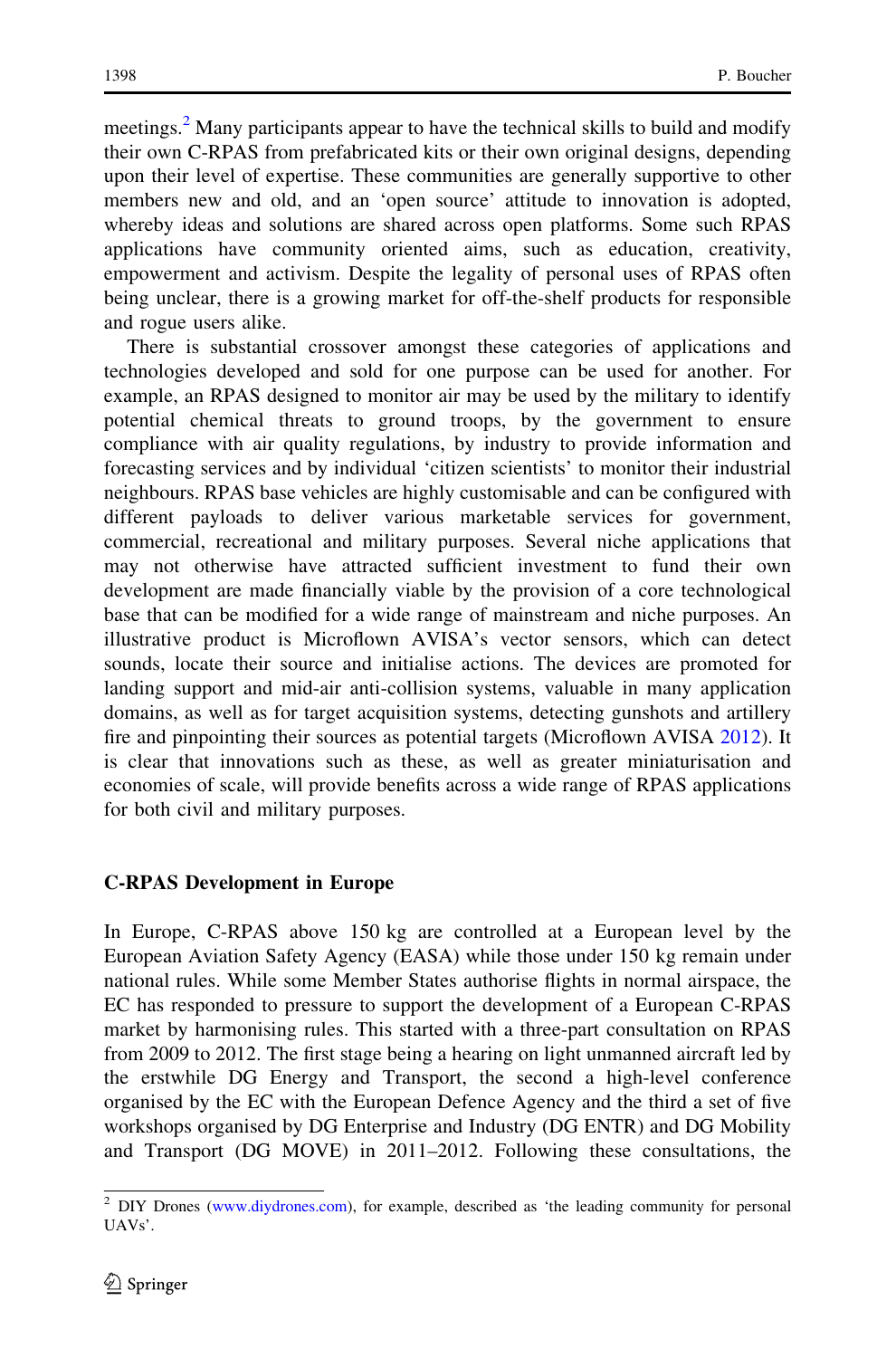meetings.[2] Many participants appear to have the technical skills to build and modify their own C-RPAS from prefabricated kits or their own original designs, depending upon their level of expertise. These communities are generally supportive to other members new and old, and an 'open source' attitude to innovation is adopted, whereby ideas and solutions are shared across open platforms. Some such RPAS applications have community oriented aims, such as education, creativity, empowerment and activism. Despite the legality of personal uses of RPAS often being unclear, there is a growing market for off-the-shelf products for responsible and rogue users alike.

There is substantial crossover amongst these categories of applications and technologies developed and sold for one purpose can be used for another. For example, an RPAS designed to monitor air may be used by the military to identify potential chemical threats to ground troops, by the government to ensure compliance with air quality regulations, by industry to provide information and forecasting services and by individual 'citizen scientists' to monitor their industrial neighbours. RPAS base vehicles are highly customisable and can be configured with different payloads to deliver various marketable services for government, commercial, recreational and military purposes. Several niche applications that may not otherwise have attracted sufficient investment to fund their own development are made financially viable by the provision of a core technological base that can be modified for a wide range of mainstream and niche purposes. An illustrative product is Microflown AVISA's vector sensors, which can detect sounds, locate their source and initialise actions. The devices are promoted for landing support and mid-air anti-collision systems, valuable in many application domains, as well as for target acquisition systems, detecting gunshots and artillery fire and pinpointing their sources as potential targets (Microflown AVISA 2012). It is clear that innovations such as these, as well as greater miniaturisation and economies of scale, will provide benefits across a wide range of RPAS applications for both civil and military purposes.

## C-RPAS Development in Europe

In Europe, C-RPAS above 150 kg are controlled at a European level by the European Aviation Safety Agency (EASA) while those under 150 kg remain under national rules. While some Member States authorise flights in normal airspace, the EC has responded to pressure to support the development of a European C-RPAS market by harmonising rules. This started with a three-part consultation on RPAS from 2009 to 2012. The first stage being a hearing on light unmanned aircraft led by the erstwhile DG Energy and Transport, the second a high-level conference organised by the EC with the European Defence Agency and the third a set of five workshops organised by DG Enterprise and Industry (DG ENTR) and DG Mobility and Transport (DG MOVE) in 2011–2012. Following these consultations, the

[2] DIY Drones (www.diydrones.com), for example, described as 'the leading community for personal UAVs'.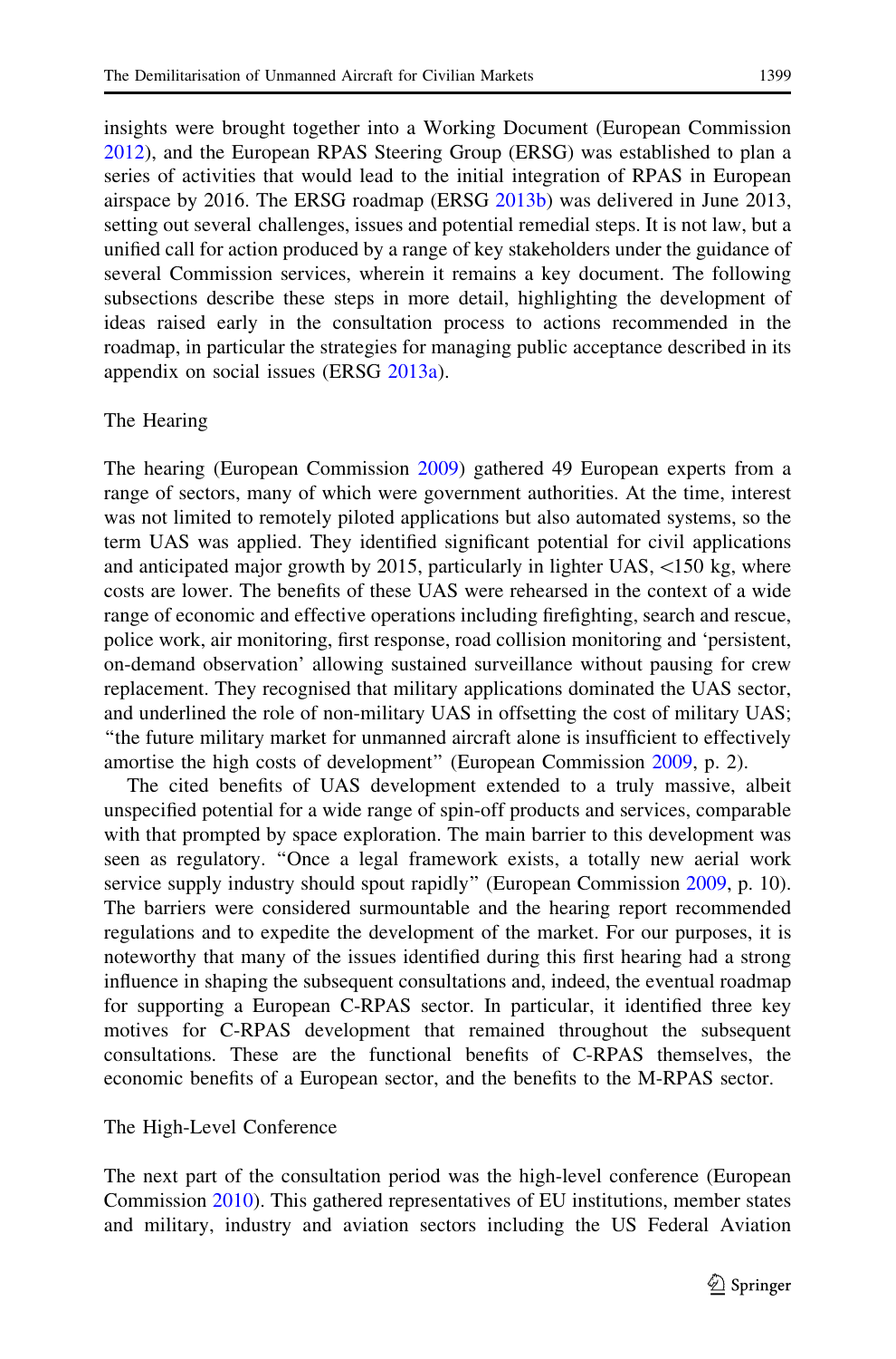insights were brought together into a Working Document (European Commission 2012), and the European RPAS Steering Group (ERSG) was established to plan a series of activities that would lead to the initial integration of RPAS in European airspace by 2016. The ERSG roadmap (ERSG 2013b) was delivered in June 2013, setting out several challenges, issues and potential remedial steps. It is not law, but a unified call for action produced by a range of key stakeholders under the guidance of several Commission services, wherein it remains a key document. The following subsections describe these steps in more detail, highlighting the development of ideas raised early in the consultation process to actions recommended in the roadmap, in particular the strategies for managing public acceptance described in its appendix on social issues (ERSG 2013a).

## The Hearing

The hearing (European Commission 2009) gathered 49 European experts from a range of sectors, many of which were government authorities. At the time, interest was not limited to remotely piloted applications but also automated systems, so the term UAS was applied. They identified significant potential for civil applications and anticipated major growth by 2015, particularly in lighter UAS, <150 kg, where costs are lower. The benefits of these UAS were rehearsed in the context of a wide range of economic and effective operations including firefighting, search and rescue, police work, air monitoring, first response, road collision monitoring and 'persistent, on-demand observation' allowing sustained surveillance without pausing for crew replacement. They recognised that military applications dominated the UAS sector, and underlined the role of non-military UAS in offsetting the cost of military UAS; "the future military market for unmanned aircraft alone is insufficient to effectively amortise the high costs of development" (European Commission 2009, p. 2).

The cited benefits of UAS development extended to a truly massive, albeit unspecified potential for a wide range of spin-off products and services, comparable with that prompted by space exploration. The main barrier to this development was seen as regulatory. "Once a legal framework exists, a totally new aerial work service supply industry should spout rapidly" (European Commission 2009, p. 10). The barriers were considered surmountable and the hearing report recommended regulations and to expedite the development of the market. For our purposes, it is noteworthy that many of the issues identified during this first hearing had a strong influence in shaping the subsequent consultations and, indeed, the eventual roadmap for supporting a European C-RPAS sector. In particular, it identified three key motives for C-RPAS development that remained throughout the subsequent consultations. These are the functional benefits of C-RPAS themselves, the economic benefits of a European sector, and the benefits to the M-RPAS sector.

## The High-Level Conference

The next part of the consultation period was the high-level conference (European Commission 2010). This gathered representatives of EU institutions, member states and military, industry and aviation sectors including the US Federal Aviation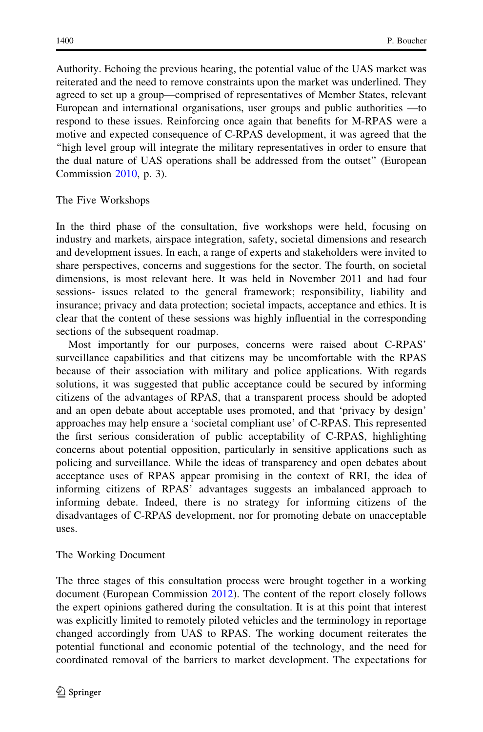Authority. Echoing the previous hearing, the potential value of the UAS market was reiterated and the need to remove constraints upon the market was underlined. They agreed to set up a group—comprised of representatives of Member States, relevant European and international organisations, user groups and public authorities —to respond to these issues. Reinforcing once again that benefits for M-RPAS were a motive and expected consequence of C-RPAS development, it was agreed that the "high level group will integrate the military representatives in order to ensure that the dual nature of UAS operations shall be addressed from the outset" (European Commission 2010, p. 3).

### The Five Workshops

In the third phase of the consultation, five workshops were held, focusing on industry and markets, airspace integration, safety, societal dimensions and research and development issues. In each, a range of experts and stakeholders were invited to share perspectives, concerns and suggestions for the sector. The fourth, on societal dimensions, is most relevant here. It was held in November 2011 and had four sessions- issues related to the general framework; responsibility, liability and insurance; privacy and data protection; societal impacts, acceptance and ethics. It is clear that the content of these sessions was highly influential in the corresponding sections of the subsequent roadmap.

Most importantly for our purposes, concerns were raised about C-RPAS' surveillance capabilities and that citizens may be uncomfortable with the RPAS because of their association with military and police applications. With regards solutions, it was suggested that public acceptance could be secured by informing citizens of the advantages of RPAS, that a transparent process should be adopted and an open debate about acceptable uses promoted, and that 'privacy by design' approaches may help ensure a 'societal compliant use' of C-RPAS. This represented the first serious consideration of public acceptability of C-RPAS, highlighting concerns about potential opposition, particularly in sensitive applications such as policing and surveillance. While the ideas of transparency and open debates about acceptance uses of RPAS appear promising in the context of RRI, the idea of informing citizens of RPAS' advantages suggests an imbalanced approach to informing debate. Indeed, there is no strategy for informing citizens of the disadvantages of C-RPAS development, nor for promoting debate on unacceptable uses.

### The Working Document

The three stages of this consultation process were brought together in a working document (European Commission 2012). The content of the report closely follows the expert opinions gathered during the consultation. It is at this point that interest was explicitly limited to remotely piloted vehicles and the terminology in reportage changed accordingly from UAS to RPAS. The working document reiterates the potential functional and economic potential of the technology, and the need for coordinated removal of the barriers to market development. The expectations for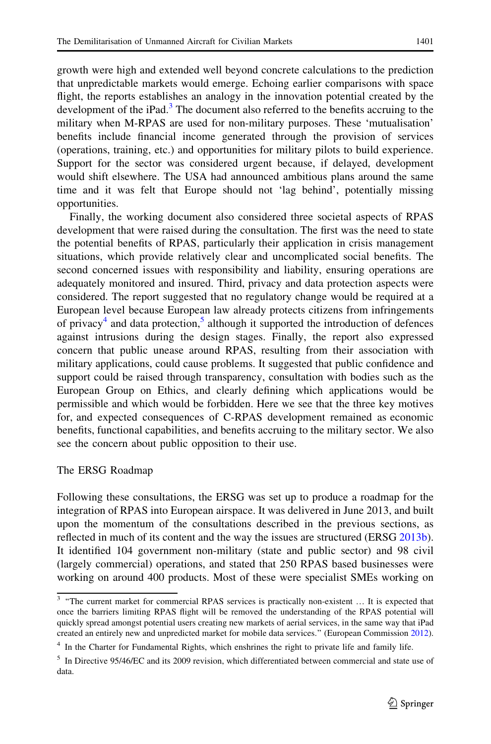growth were high and extended well beyond concrete calculations to the prediction that unpredictable markets would emerge. Echoing earlier comparisons with space flight, the reports establishes an analogy in the innovation potential created by the development of the iPad.[3] The document also referred to the benefits accruing to the military when M-RPAS are used for non-military purposes. These 'mutualisation' benefits include financial income generated through the provision of services (operations, training, etc.) and opportunities for military pilots to build experience. Support for the sector was considered urgent because, if delayed, development would shift elsewhere. The USA had announced ambitious plans around the same time and it was felt that Europe should not 'lag behind', potentially missing opportunities.

Finally, the working document also considered three societal aspects of RPAS development that were raised during the consultation. The first was the need to state the potential benefits of RPAS, particularly their application in crisis management situations, which provide relatively clear and uncomplicated social benefits. The second concerned issues with responsibility and liability, ensuring operations are adequately monitored and insured. Third, privacy and data protection aspects were considered. The report suggested that no regulatory change would be required at a European level because European law already protects citizens from infringements of privacy[4] and data protection,[5] although it supported the introduction of defences against intrusions during the design stages. Finally, the report also expressed concern that public unease around RPAS, resulting from their association with military applications, could cause problems. It suggested that public confidence and support could be raised through transparency, consultation with bodies such as the European Group on Ethics, and clearly defining which applications would be permissible and which would be forbidden. Here we see that the three key motives for, and expected consequences of C-RPAS development remained as economic benefits, functional capabilities, and benefits accruing to the military sector. We also see the concern about public opposition to their use.

### The ERSG Roadmap

Following these consultations, the ERSG was set up to produce a roadmap for the integration of RPAS into European airspace. It was delivered in June 2013, and built upon the momentum of the consultations described in the previous sections, as reflected in much of its content and the way the issues are structured (ERSG 2013b). It identified 104 government non-military (state and public sector) and 98 civil (largely commercial) operations, and stated that 250 RPAS based businesses were working on around 400 products. Most of these were specialist SMEs working on

---

[3] "The current market for commercial RPAS services is practically non-existent … It is expected that once the barriers limiting RPAS flight will be removed the understanding of the RPAS potential will quickly spread amongst potential users creating new markets of aerial services, in the same way that iPad created an entirely new and unpredicted market for mobile data services." (European Commission 2012).

[4] In the Charter for Fundamental Rights, which enshrines the right to private life and family life.

[5] In Directive 95/46/EC and its 2009 revision, which differentiated between commercial and state use of data.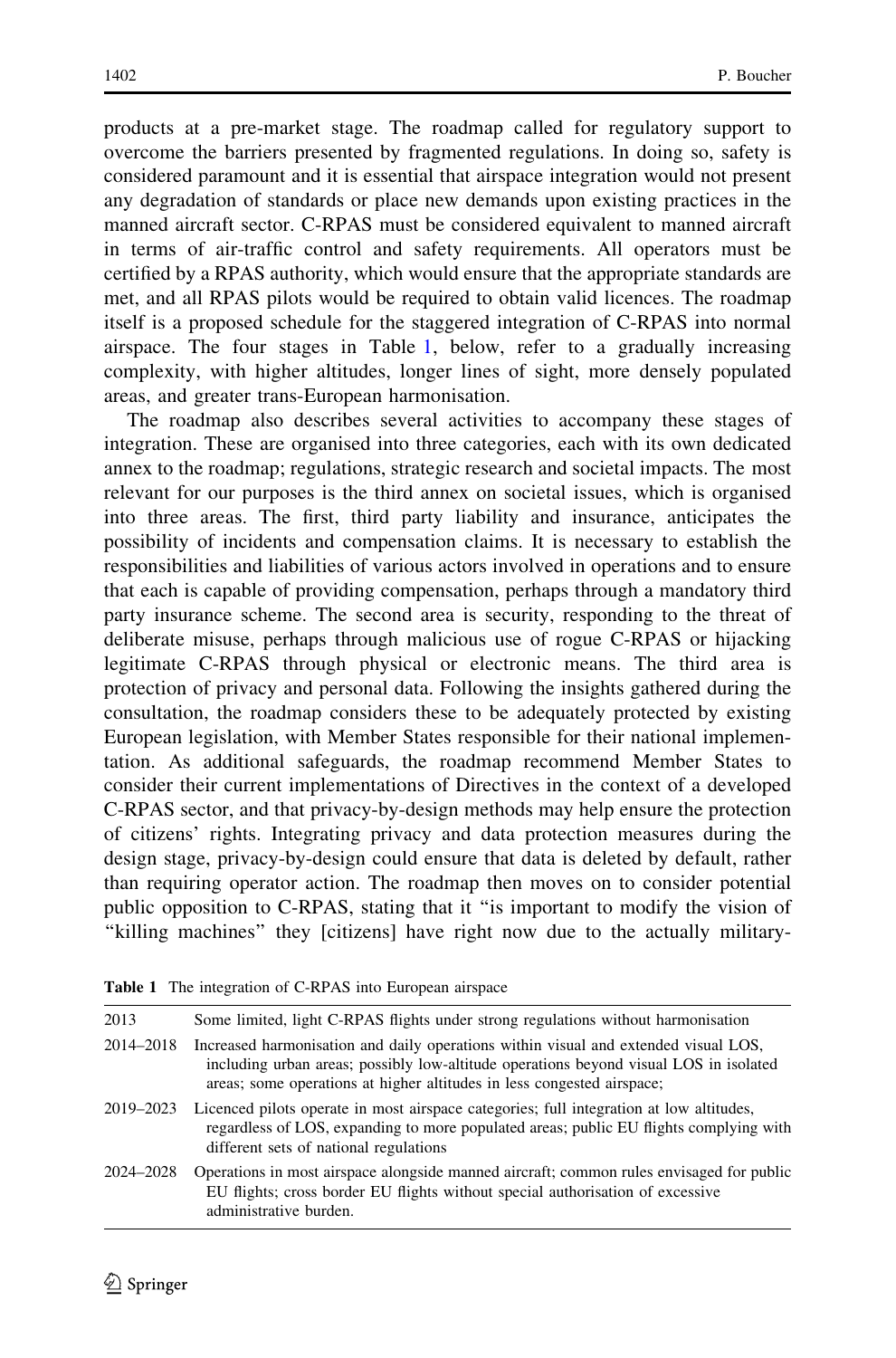products at a pre-market stage. The roadmap called for regulatory support to overcome the barriers presented by fragmented regulations. In doing so, safety is considered paramount and it is essential that airspace integration would not present any degradation of standards or place new demands upon existing practices in the manned aircraft sector. C-RPAS must be considered equivalent to manned aircraft in terms of air-traffic control and safety requirements. All operators must be certified by a RPAS authority, which would ensure that the appropriate standards are met, and all RPAS pilots would be required to obtain valid licences. The roadmap itself is a proposed schedule for the staggered integration of C-RPAS into normal airspace. The four stages in Table 1, below, refer to a gradually increasing complexity, with higher altitudes, longer lines of sight, more densely populated areas, and greater trans-European harmonisation.

The roadmap also describes several activities to accompany these stages of integration. These are organised into three categories, each with its own dedicated annex to the roadmap; regulations, strategic research and societal impacts. The most relevant for our purposes is the third annex on societal issues, which is organised into three areas. The first, third party liability and insurance, anticipates the possibility of incidents and compensation claims. It is necessary to establish the responsibilities and liabilities of various actors involved in operations and to ensure that each is capable of providing compensation, perhaps through a mandatory third party insurance scheme. The second area is security, responding to the threat of deliberate misuse, perhaps through malicious use of rogue C-RPAS or hijacking legitimate C-RPAS through physical or electronic means. The third area is protection of privacy and personal data. Following the insights gathered during the consultation, the roadmap considers these to be adequately protected by existing European legislation, with Member States responsible for their national implementation. As additional safeguards, the roadmap recommend Member States to consider their current implementations of Directives in the context of a developed C-RPAS sector, and that privacy-by-design methods may help ensure the protection of citizens' rights. Integrating privacy and data protection measures during the design stage, privacy-by-design could ensure that data is deleted by default, rather than requiring operator action. The roadmap then moves on to consider potential public opposition to C-RPAS, stating that it "is important to modify the vision of "killing machines" they [citizens] have right now due to the actually military-

**Table 1** The integration of C-RPAS into European airspace

| | |
|---|---|
| 2013 | Some limited, light C-RPAS flights under strong regulations without harmonisation |
| 2014–2018 | Increased harmonisation and daily operations within visual and extended visual LOS, including urban areas; possibly low-altitude operations beyond visual LOS in isolated areas; some operations at higher altitudes in less congested airspace; |
| 2019–2023 | Licenced pilots operate in most airspace categories; full integration at low altitudes, regardless of LOS, expanding to more populated areas; public EU flights complying with different sets of national regulations |
| 2024–2028 | Operations in most airspace alongside manned aircraft; common rules envisaged for public EU flights; cross border EU flights without special authorisation of excessive administrative burden. |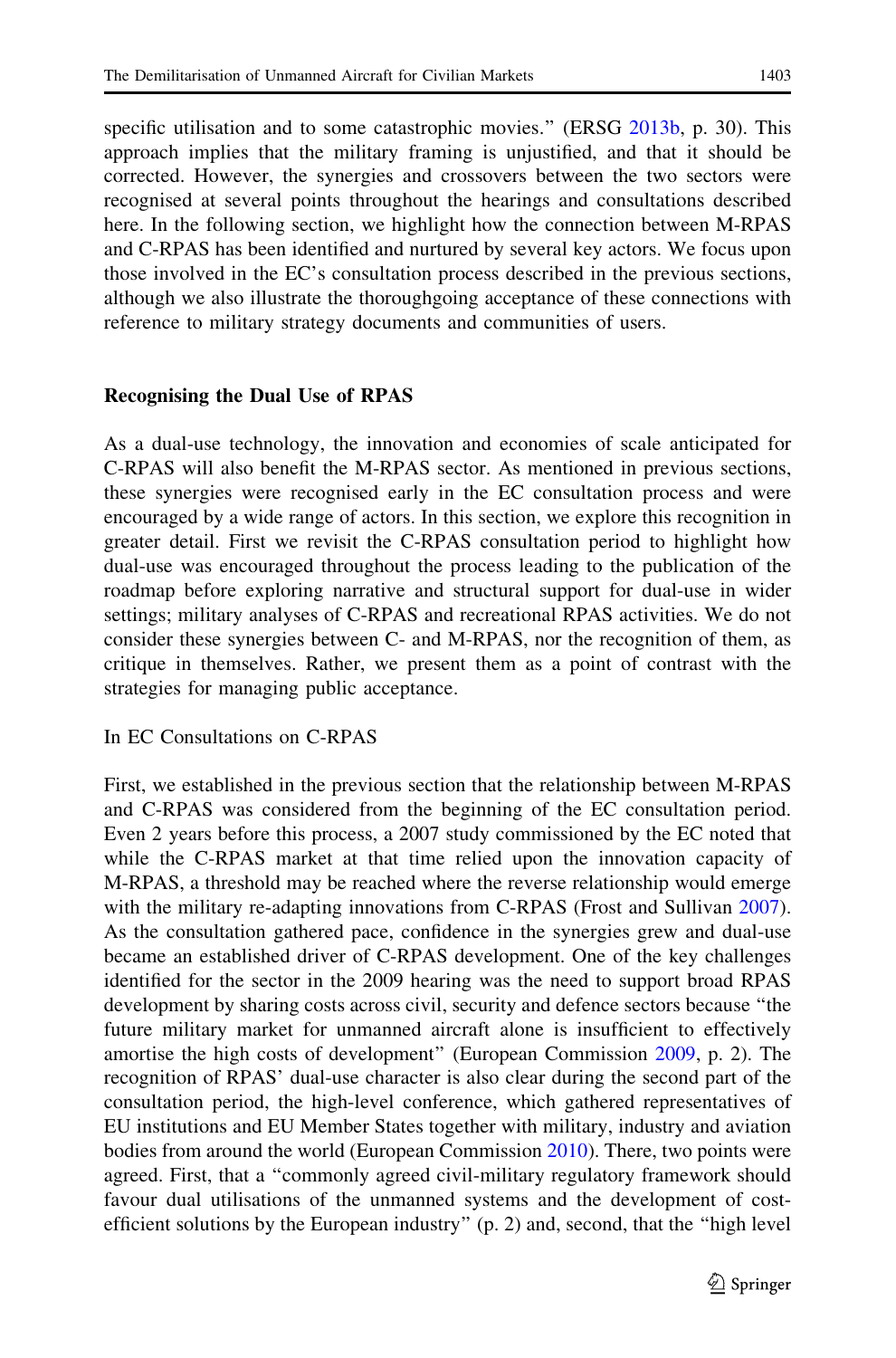specific utilisation and to some catastrophic movies." (ERSG 2013b, p. 30). This approach implies that the military framing is unjustified, and that it should be corrected. However, the synergies and crossovers between the two sectors were recognised at several points throughout the hearings and consultations described here. In the following section, we highlight how the connection between M-RPAS and C-RPAS has been identified and nurtured by several key actors. We focus upon those involved in the EC's consultation process described in the previous sections, although we also illustrate the thoroughgoing acceptance of these connections with reference to military strategy documents and communities of users.

## Recognising the Dual Use of RPAS

As a dual-use technology, the innovation and economies of scale anticipated for C-RPAS will also benefit the M-RPAS sector. As mentioned in previous sections, these synergies were recognised early in the EC consultation process and were encouraged by a wide range of actors. In this section, we explore this recognition in greater detail. First we revisit the C-RPAS consultation period to highlight how dual-use was encouraged throughout the process leading to the publication of the roadmap before exploring narrative and structural support for dual-use in wider settings; military analyses of C-RPAS and recreational RPAS activities. We do not consider these synergies between C- and M-RPAS, nor the recognition of them, as critique in themselves. Rather, we present them as a point of contrast with the strategies for managing public acceptance.

### In EC Consultations on C-RPAS

First, we established in the previous section that the relationship between M-RPAS and C-RPAS was considered from the beginning of the EC consultation period. Even 2 years before this process, a 2007 study commissioned by the EC noted that while the C-RPAS market at that time relied upon the innovation capacity of M-RPAS, a threshold may be reached where the reverse relationship would emerge with the military re-adapting innovations from C-RPAS (Frost and Sullivan 2007). As the consultation gathered pace, confidence in the synergies grew and dual-use became an established driver of C-RPAS development. One of the key challenges identified for the sector in the 2009 hearing was the need to support broad RPAS development by sharing costs across civil, security and defence sectors because "the future military market for unmanned aircraft alone is insufficient to effectively amortise the high costs of development" (European Commission 2009, p. 2). The recognition of RPAS' dual-use character is also clear during the second part of the consultation period, the high-level conference, which gathered representatives of EU institutions and EU Member States together with military, industry and aviation bodies from around the world (European Commission 2010). There, two points were agreed. First, that a "commonly agreed civil-military regulatory framework should favour dual utilisations of the unmanned systems and the development of cost-efficient solutions by the European industry" (p. 2) and, second, that the "high level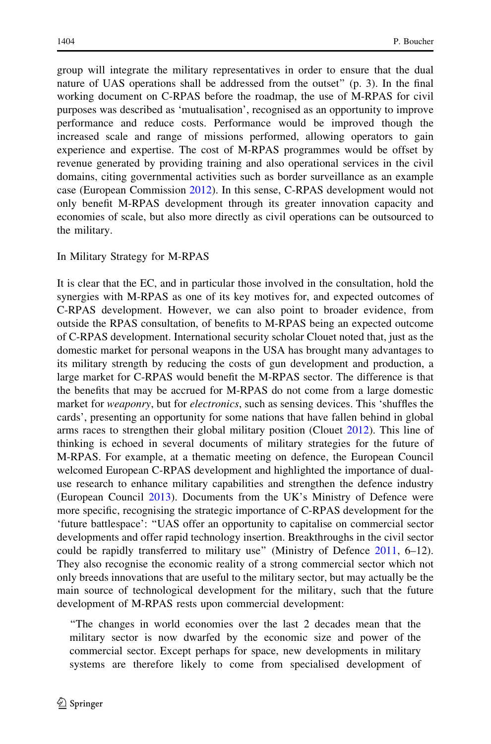group will integrate the military representatives in order to ensure that the dual nature of UAS operations shall be addressed from the outset" (p. 3). In the final working document on C-RPAS before the roadmap, the use of M-RPAS for civil purposes was described as 'mutualisation', recognised as an opportunity to improve performance and reduce costs. Performance would be improved though the increased scale and range of missions performed, allowing operators to gain experience and expertise. The cost of M-RPAS programmes would be offset by revenue generated by providing training and also operational services in the civil domains, citing governmental activities such as border surveillance as an example case (European Commission 2012). In this sense, C-RPAS development would not only benefit M-RPAS development through its greater innovation capacity and economies of scale, but also more directly as civil operations can be outsourced to the military.

In Military Strategy for M-RPAS

It is clear that the EC, and in particular those involved in the consultation, hold the synergies with M-RPAS as one of its key motives for, and expected outcomes of C-RPAS development. However, we can also point to broader evidence, from outside the RPAS consultation, of benefits to M-RPAS being an expected outcome of C-RPAS development. International security scholar Clouet noted that, just as the domestic market for personal weapons in the USA has brought many advantages to its military strength by reducing the costs of gun development and production, a large market for C-RPAS would benefit the M-RPAS sector. The difference is that the benefits that may be accrued for M-RPAS do not come from a large domestic market for *weaponry*, but for *electronics*, such as sensing devices. This 'shuffles the cards', presenting an opportunity for some nations that have fallen behind in global arms races to strengthen their global military position (Clouet 2012). This line of thinking is echoed in several documents of military strategies for the future of M-RPAS. For example, at a thematic meeting on defence, the European Council welcomed European C-RPAS development and highlighted the importance of dual-use research to enhance military capabilities and strengthen the defence industry (European Council 2013). Documents from the UK's Ministry of Defence were more specific, recognising the strategic importance of C-RPAS development for the 'future battlespace': "UAS offer an opportunity to capitalise on commercial sector developments and offer rapid technology insertion. Breakthroughs in the civil sector could be rapidly transferred to military use" (Ministry of Defence 2011, 6–12). They also recognise the economic reality of a strong commercial sector which not only breeds innovations that are useful to the military sector, but may actually be the main source of technological development for the military, such that the future development of M-RPAS rests upon commercial development:

> "The changes in world economies over the last 2 decades mean that the military sector is now dwarfed by the economic size and power of the commercial sector. Except perhaps for space, new developments in military systems are therefore likely to come from specialised development of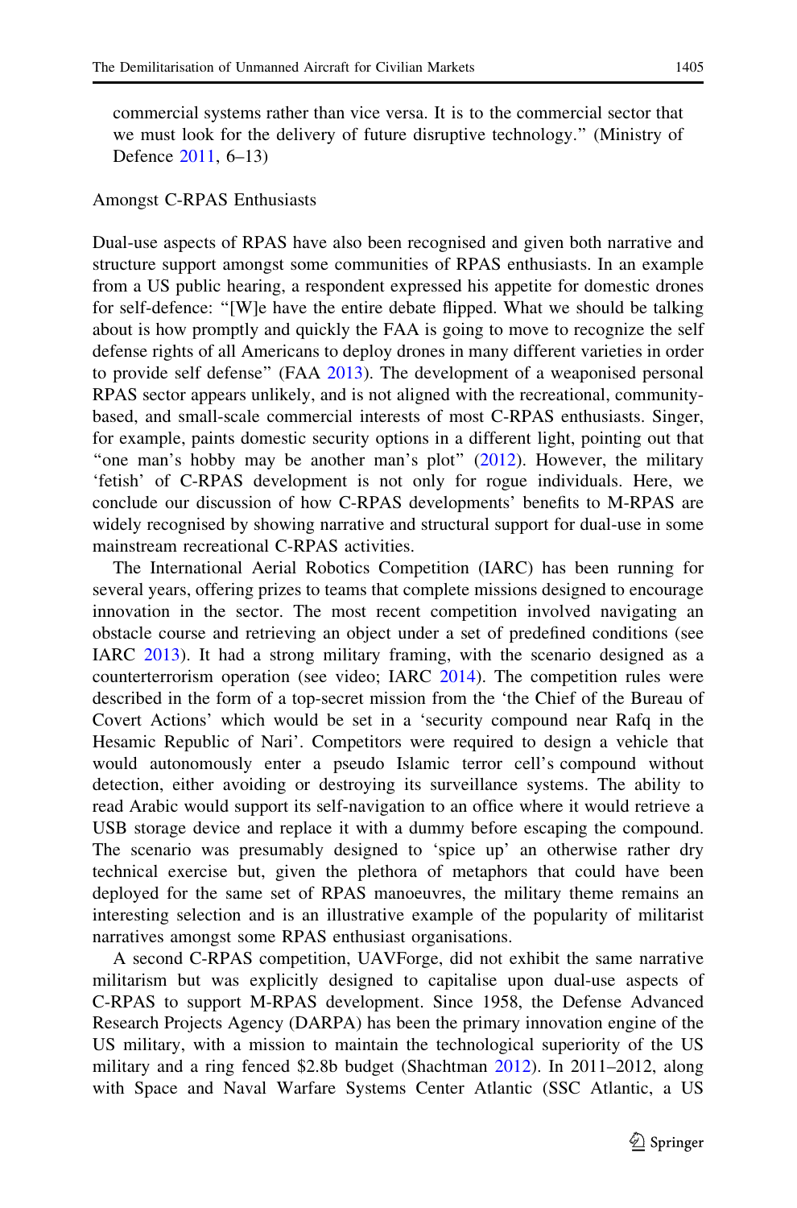commercial systems rather than vice versa. It is to the commercial sector that we must look for the delivery of future disruptive technology." (Ministry of Defence 2011, 6–13)

Amongst C-RPAS Enthusiasts

Dual-use aspects of RPAS have also been recognised and given both narrative and structure support amongst some communities of RPAS enthusiasts. In an example from a US public hearing, a respondent expressed his appetite for domestic drones for self-defence: "[W]e have the entire debate flipped. What we should be talking about is how promptly and quickly the FAA is going to move to recognize the self defense rights of all Americans to deploy drones in many different varieties in order to provide self defense" (FAA 2013). The development of a weaponised personal RPAS sector appears unlikely, and is not aligned with the recreational, community-based, and small-scale commercial interests of most C-RPAS enthusiasts. Singer, for example, paints domestic security options in a different light, pointing out that "one man's hobby may be another man's plot" (2012). However, the military 'fetish' of C-RPAS development is not only for rogue individuals. Here, we conclude our discussion of how C-RPAS developments' benefits to M-RPAS are widely recognised by showing narrative and structural support for dual-use in some mainstream recreational C-RPAS activities.

The International Aerial Robotics Competition (IARC) has been running for several years, offering prizes to teams that complete missions designed to encourage innovation in the sector. The most recent competition involved navigating an obstacle course and retrieving an object under a set of predefined conditions (see IARC 2013). It had a strong military framing, with the scenario designed as a counterterrorism operation (see video; IARC 2014). The competition rules were described in the form of a top-secret mission from the 'the Chief of the Bureau of Covert Actions' which would be set in a 'security compound near Rafq in the Hesamic Republic of Nari'. Competitors were required to design a vehicle that would autonomously enter a pseudo Islamic terror cell's compound without detection, either avoiding or destroying its surveillance systems. The ability to read Arabic would support its self-navigation to an office where it would retrieve a USB storage device and replace it with a dummy before escaping the compound. The scenario was presumably designed to 'spice up' an otherwise rather dry technical exercise but, given the plethora of metaphors that could have been deployed for the same set of RPAS manoeuvres, the military theme remains an interesting selection and is an illustrative example of the popularity of militarist narratives amongst some RPAS enthusiast organisations.

A second C-RPAS competition, UAVForge, did not exhibit the same narrative militarism but was explicitly designed to capitalise upon dual-use aspects of C-RPAS to support M-RPAS development. Since 1958, the Defense Advanced Research Projects Agency (DARPA) has been the primary innovation engine of the US military, with a mission to maintain the technological superiority of the US military and a ring fenced $2.8b budget (Shachtman 2012). In 2011–2012, along with Space and Naval Warfare Systems Center Atlantic (SSC Atlantic, a US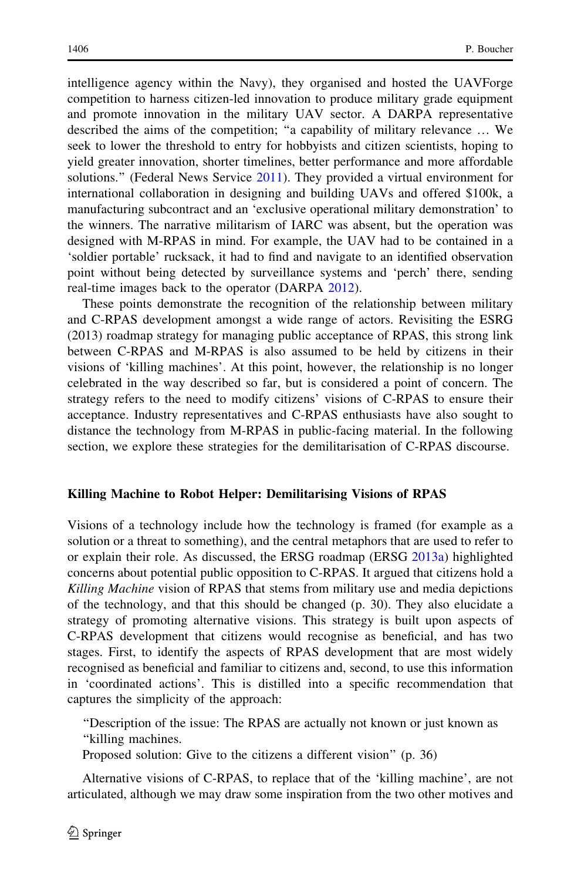intelligence agency within the Navy), they organised and hosted the UAVForge competition to harness citizen-led innovation to produce military grade equipment and promote innovation in the military UAV sector. A DARPA representative described the aims of the competition; "a capability of military relevance … We seek to lower the threshold to entry for hobbyists and citizen scientists, hoping to yield greater innovation, shorter timelines, better performance and more affordable solutions." (Federal News Service 2011). They provided a virtual environment for international collaboration in designing and building UAVs and offered $100k, a manufacturing subcontract and an 'exclusive operational military demonstration' to the winners. The narrative militarism of IARC was absent, but the operation was designed with M-RPAS in mind. For example, the UAV had to be contained in a 'soldier portable' rucksack, it had to find and navigate to an identified observation point without being detected by surveillance systems and 'perch' there, sending real-time images back to the operator (DARPA 2012).

These points demonstrate the recognition of the relationship between military and C-RPAS development amongst a wide range of actors. Revisiting the ESRG (2013) roadmap strategy for managing public acceptance of RPAS, this strong link between C-RPAS and M-RPAS is also assumed to be held by citizens in their visions of 'killing machines'. At this point, however, the relationship is no longer celebrated in the way described so far, but is considered a point of concern. The strategy refers to the need to modify citizens' visions of C-RPAS to ensure their acceptance. Industry representatives and C-RPAS enthusiasts have also sought to distance the technology from M-RPAS in public-facing material. In the following section, we explore these strategies for the demilitarisation of C-RPAS discourse.

## Killing Machine to Robot Helper: Demilitarising Visions of RPAS

Visions of a technology include how the technology is framed (for example as a solution or a threat to something), and the central metaphors that are used to refer to or explain their role. As discussed, the ERSG roadmap (ERSG 2013a) highlighted concerns about potential public opposition to C-RPAS. It argued that citizens hold a *Killing Machine* vision of RPAS that stems from military use and media depictions of the technology, and that this should be changed (p. 30). They also elucidate a strategy of promoting alternative visions. This strategy is built upon aspects of C-RPAS development that citizens would recognise as beneficial, and has two stages. First, to identify the aspects of RPAS development that are most widely recognised as beneficial and familiar to citizens and, second, to use this information in 'coordinated actions'. This is distilled into a specific recommendation that captures the simplicity of the approach:

> "Description of the issue: The RPAS are actually not known or just known as "killing machines.
> Proposed solution: Give to the citizens a different vision" (p. 36)

Alternative visions of C-RPAS, to replace that of the 'killing machine', are not articulated, although we may draw some inspiration from the two other motives and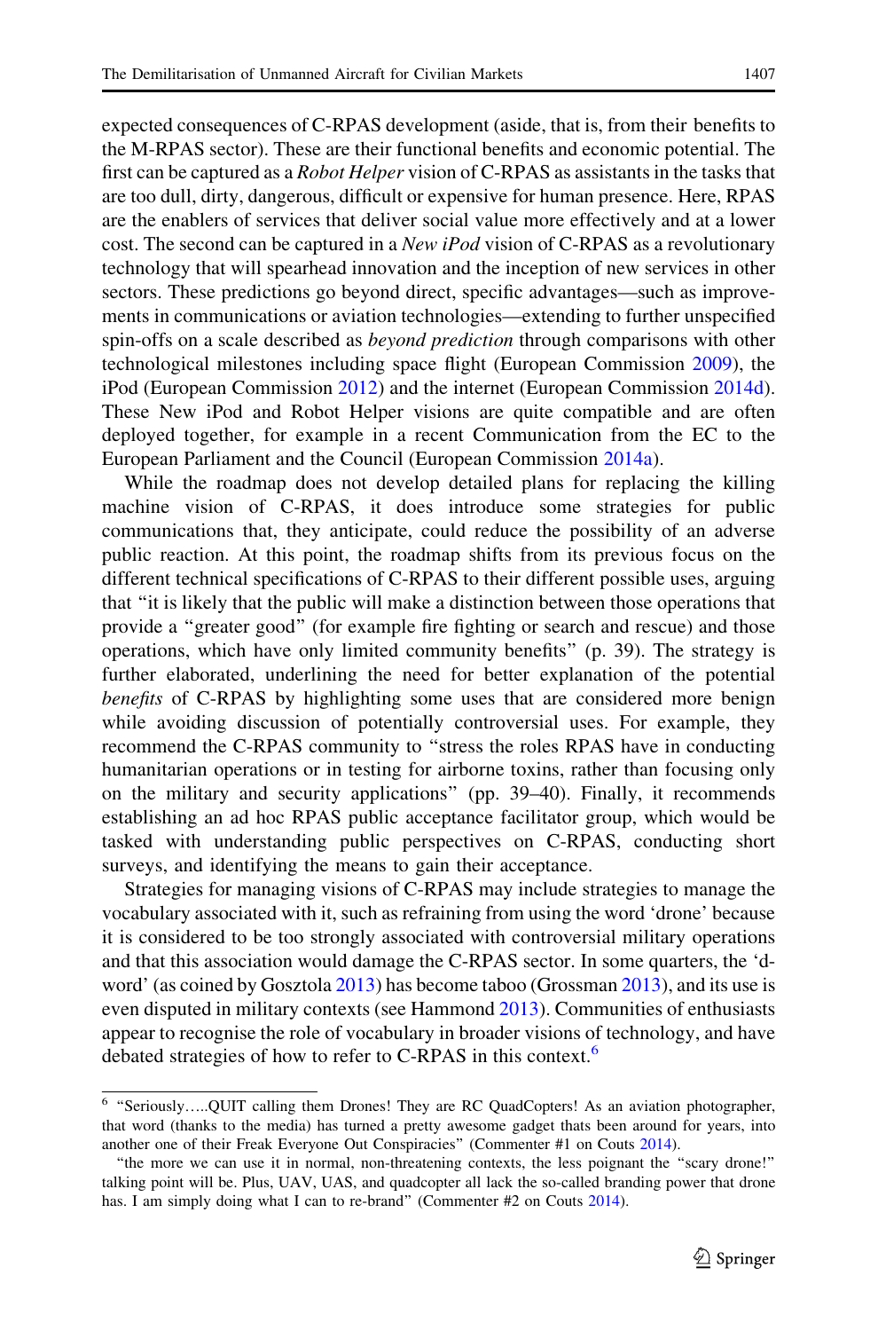expected consequences of C-RPAS development (aside, that is, from their benefits to the M-RPAS sector). These are their functional benefits and economic potential. The first can be captured as a *Robot Helper* vision of C-RPAS as assistants in the tasks that are too dull, dirty, dangerous, difficult or expensive for human presence. Here, RPAS are the enablers of services that deliver social value more effectively and at a lower cost. The second can be captured in a *New iPod* vision of C-RPAS as a revolutionary technology that will spearhead innovation and the inception of new services in other sectors. These predictions go beyond direct, specific advantages—such as improvements in communications or aviation technologies—extending to further unspecified spin-offs on a scale described as *beyond prediction* through comparisons with other technological milestones including space flight (European Commission 2009), the iPod (European Commission 2012) and the internet (European Commission 2014d). These New iPod and Robot Helper visions are quite compatible and are often deployed together, for example in a recent Communication from the EC to the European Parliament and the Council (European Commission 2014a).

While the roadmap does not develop detailed plans for replacing the killing machine vision of C-RPAS, it does introduce some strategies for public communications that, they anticipate, could reduce the possibility of an adverse public reaction. At this point, the roadmap shifts from its previous focus on the different technical specifications of C-RPAS to their different possible uses, arguing that "it is likely that the public will make a distinction between those operations that provide a "greater good" (for example fire fighting or search and rescue) and those operations, which have only limited community benefits" (p. 39). The strategy is further elaborated, underlining the need for better explanation of the potential *benefits* of C-RPAS by highlighting some uses that are considered more benign while avoiding discussion of potentially controversial uses. For example, they recommend the C-RPAS community to "stress the roles RPAS have in conducting humanitarian operations or in testing for airborne toxins, rather than focusing only on the military and security applications" (pp. 39–40). Finally, it recommends establishing an ad hoc RPAS public acceptance facilitator group, which would be tasked with understanding public perspectives on C-RPAS, conducting short surveys, and identifying the means to gain their acceptance.

Strategies for managing visions of C-RPAS may include strategies to manage the vocabulary associated with it, such as refraining from using the word 'drone' because it is considered to be too strongly associated with controversial military operations and that this association would damage the C-RPAS sector. In some quarters, the 'd-word' (as coined by Gosztola 2013) has become taboo (Grossman 2013), and its use is even disputed in military contexts (see Hammond 2013). Communities of enthusiasts appear to recognise the role of vocabulary in broader visions of technology, and have debated strategies of how to refer to C-RPAS in this context.[6]

---

[6] "Seriously…..QUIT calling them Drones! They are RC QuadCopters! As an aviation photographer, that word (thanks to the media) has turned a pretty awesome gadget thats been around for years, into another one of their Freak Everyone Out Conspiracies" (Commenter #1 on Couts 2014).

"the more we can use it in normal, non-threatening contexts, the less poignant the "scary drone!" talking point will be. Plus, UAV, UAS, and quadcopter all lack the so-called branding power that drone has. I am simply doing what I can to re-brand" (Commenter #2 on Couts 2014).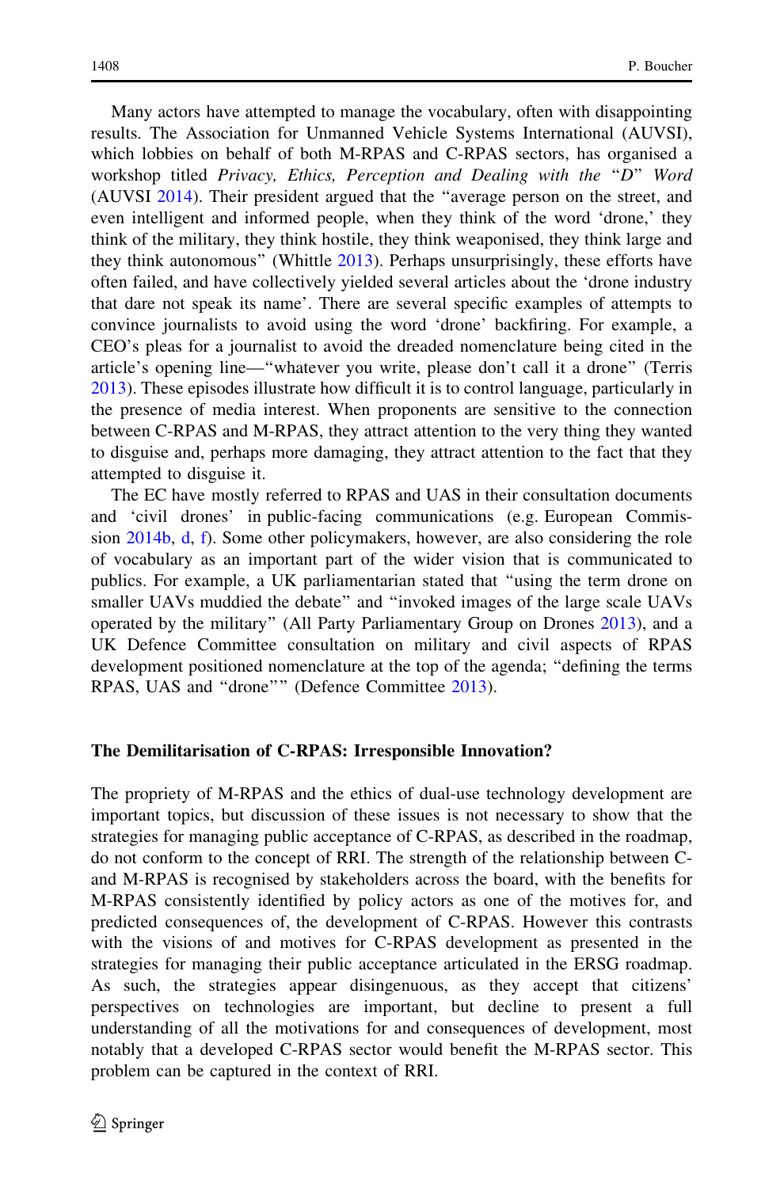Many actors have attempted to manage the vocabulary, often with disappointing results. The Association for Unmanned Vehicle Systems International (AUVSI), which lobbies on behalf of both M-RPAS and C-RPAS sectors, has organised a workshop titled *Privacy, Ethics, Perception and Dealing with the "D" Word* (AUVSI 2014). Their president argued that the "average person on the street, and even intelligent and informed people, when they think of the word 'drone,' they think of the military, they think hostile, they think weaponised, they think large and they think autonomous" (Whittle 2013). Perhaps unsurprisingly, these efforts have often failed, and have collectively yielded several articles about the 'drone industry that dare not speak its name'. There are several specific examples of attempts to convince journalists to avoid using the word 'drone' backfiring. For example, a CEO's pleas for a journalist to avoid the dreaded nomenclature being cited in the article's opening line—"whatever you write, please don't call it a drone" (Terris 2013). These episodes illustrate how difficult it is to control language, particularly in the presence of media interest. When proponents are sensitive to the connection between C-RPAS and M-RPAS, they attract attention to the very thing they wanted to disguise and, perhaps more damaging, they attract attention to the fact that they attempted to disguise it.

The EC have mostly referred to RPAS and UAS in their consultation documents and 'civil drones' in public-facing communications (e.g. European Commission 2014b, d, f). Some other policymakers, however, are also considering the role of vocabulary as an important part of the wider vision that is communicated to publics. For example, a UK parliamentarian stated that "using the term drone on smaller UAVs muddied the debate" and "invoked images of the large scale UAVs operated by the military" (All Party Parliamentary Group on Drones 2013), and a UK Defence Committee consultation on military and civil aspects of RPAS development positioned nomenclature at the top of the agenda; "defining the terms RPAS, UAS and "drone"" (Defence Committee 2013).

## The Demilitarisation of C-RPAS: Irresponsible Innovation?

The propriety of M-RPAS and the ethics of dual-use technology development are important topics, but discussion of these issues is not necessary to show that the strategies for managing public acceptance of C-RPAS, as described in the roadmap, do not conform to the concept of RRI. The strength of the relationship between C- and M-RPAS is recognised by stakeholders across the board, with the benefits for M-RPAS consistently identified by policy actors as one of the motives for, and predicted consequences of, the development of C-RPAS. However this contrasts with the visions of and motives for C-RPAS development as presented in the strategies for managing their public acceptance articulated in the ERSG roadmap. As such, the strategies appear disingenuous, as they accept that citizens' perspectives on technologies are important, but decline to present a full understanding of all the motivations for and consequences of development, most notably that a developed C-RPAS sector would benefit the M-RPAS sector. This problem can be captured in the context of RRI.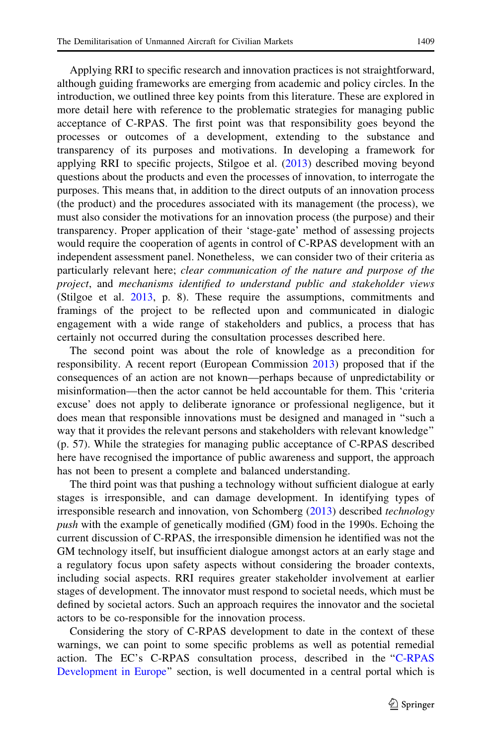Applying RRI to specific research and innovation practices is not straightforward, although guiding frameworks are emerging from academic and policy circles. In the introduction, we outlined three key points from this literature. These are explored in more detail here with reference to the problematic strategies for managing public acceptance of C-RPAS. The first point was that responsibility goes beyond the processes or outcomes of a development, extending to the substance and transparency of its purposes and motivations. In developing a framework for applying RRI to specific projects, Stilgoe et al. (2013) described moving beyond questions about the products and even the processes of innovation, to interrogate the purposes. This means that, in addition to the direct outputs of an innovation process (the product) and the procedures associated with its management (the process), we must also consider the motivations for an innovation process (the purpose) and their transparency. Proper application of their 'stage-gate' method of assessing projects would require the cooperation of agents in control of C-RPAS development with an independent assessment panel. Nonetheless, we can consider two of their criteria as particularly relevant here; *clear communication of the nature and purpose of the project*, and *mechanisms identified to understand public and stakeholder views* (Stilgoe et al. 2013, p. 8). These require the assumptions, commitments and framings of the project to be reflected upon and communicated in dialogic engagement with a wide range of stakeholders and publics, a process that has certainly not occurred during the consultation processes described here.

The second point was about the role of knowledge as a precondition for responsibility. A recent report (European Commission 2013) proposed that if the consequences of an action are not known—perhaps because of unpredictability or misinformation—then the actor cannot be held accountable for them. This 'criteria excuse' does not apply to deliberate ignorance or professional negligence, but it does mean that responsible innovations must be designed and managed in "such a way that it provides the relevant persons and stakeholders with relevant knowledge" (p. 57). While the strategies for managing public acceptance of C-RPAS described here have recognised the importance of public awareness and support, the approach has not been to present a complete and balanced understanding.

The third point was that pushing a technology without sufficient dialogue at early stages is irresponsible, and can damage development. In identifying types of irresponsible research and innovation, von Schomberg (2013) described *technology push* with the example of genetically modified (GM) food in the 1990s. Echoing the current discussion of C-RPAS, the irresponsible dimension he identified was not the GM technology itself, but insufficient dialogue amongst actors at an early stage and a regulatory focus upon safety aspects without considering the broader contexts, including social aspects. RRI requires greater stakeholder involvement at earlier stages of development. The innovator must respond to societal needs, which must be defined by societal actors. Such an approach requires the innovator and the societal actors to be co-responsible for the innovation process.

Considering the story of C-RPAS development to date in the context of these warnings, we can point to some specific problems as well as potential remedial action. The EC's C-RPAS consultation process, described in the "C-RPAS Development in Europe" section, is well documented in a central portal which is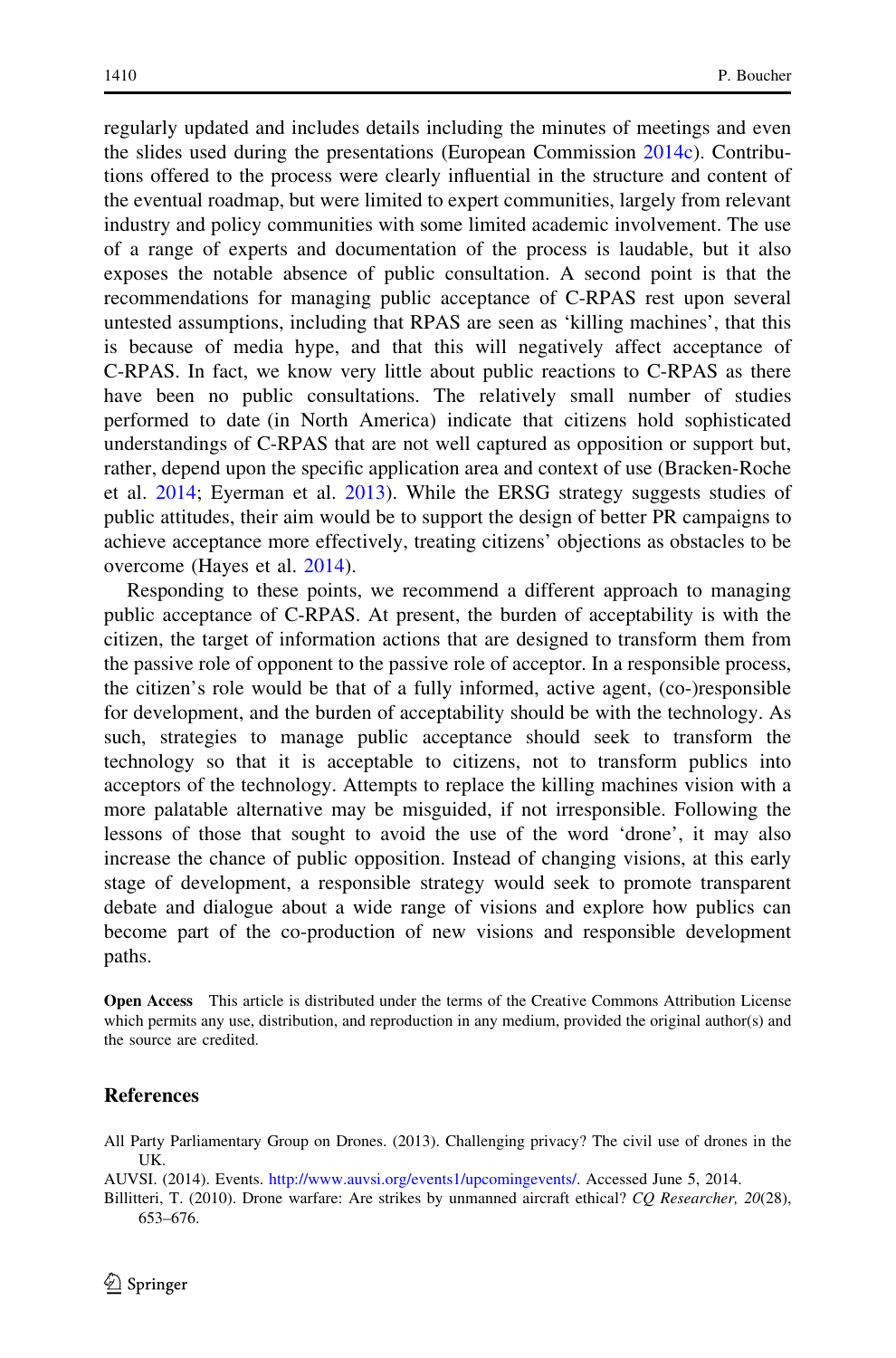regularly updated and includes details including the minutes of meetings and even the slides used during the presentations (European Commission 2014c). Contributions offered to the process were clearly influential in the structure and content of the eventual roadmap, but were limited to expert communities, largely from relevant industry and policy communities with some limited academic involvement. The use of a range of experts and documentation of the process is laudable, but it also exposes the notable absence of public consultation. A second point is that the recommendations for managing public acceptance of C-RPAS rest upon several untested assumptions, including that RPAS are seen as 'killing machines', that this is because of media hype, and that this will negatively affect acceptance of C-RPAS. In fact, we know very little about public reactions to C-RPAS as there have been no public consultations. The relatively small number of studies performed to date (in North America) indicate that citizens hold sophisticated understandings of C-RPAS that are not well captured as opposition or support but, rather, depend upon the specific application area and context of use (Bracken-Roche et al. 2014; Eyerman et al. 2013). While the ERSG strategy suggests studies of public attitudes, their aim would be to support the design of better PR campaigns to achieve acceptance more effectively, treating citizens' objections as obstacles to be overcome (Hayes et al. 2014).

Responding to these points, we recommend a different approach to managing public acceptance of C-RPAS. At present, the burden of acceptability is with the citizen, the target of information actions that are designed to transform them from the passive role of opponent to the passive role of acceptor. In a responsible process, the citizen's role would be that of a fully informed, active agent, (co-)responsible for development, and the burden of acceptability should be with the technology. As such, strategies to manage public acceptance should seek to transform the technology so that it is acceptable to citizens, not to transform publics into acceptors of the technology. Attempts to replace the killing machines vision with a more palatable alternative may be misguided, if not irresponsible. Following the lessons of those that sought to avoid the use of the word 'drone', it may also increase the chance of public opposition. Instead of changing visions, at this early stage of development, a responsible strategy would seek to promote transparent debate and dialogue about a wide range of visions and explore how publics can become part of the co-production of new visions and responsible development paths.

**Open Access** This article is distributed under the terms of the Creative Commons Attribution License which permits any use, distribution, and reproduction in any medium, provided the original author(s) and the source are credited.

## References

All Party Parliamentary Group on Drones. (2013). Challenging privacy? The civil use of drones in the UK.

AUVSI. (2014). Events. http://www.auvsi.org/events1/upcomingevents/. Accessed June 5, 2014.

Billitteri, T. (2010). Drone warfare: Are strikes by unmanned aircraft ethical? *CQ Researcher, 20*(28), 653–676.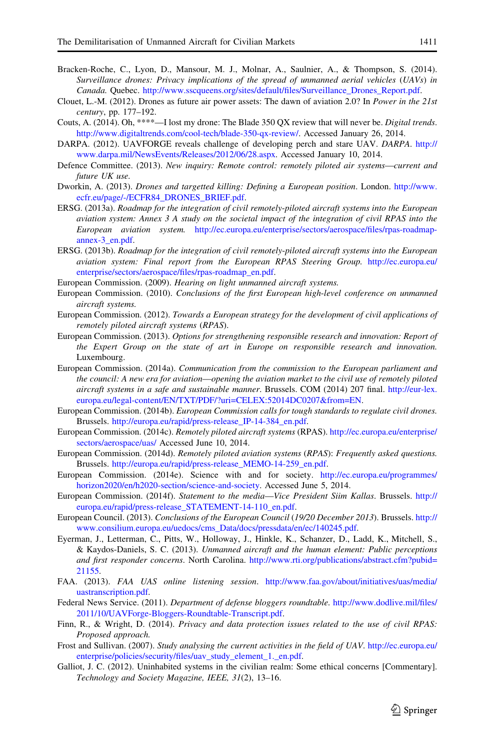Bracken-Roche, C., Lyon, D., Mansour, M. J., Molnar, A., Saulnier, A., & Thompson, S. (2014). *Surveillance drones: Privacy implications of the spread of unmanned aerial vehicles (UAVs) in Canada*. Quebec. http://www.sscqueens.org/sites/default/files/Surveillance_Drones_Report.pdf.

Clouet, L.-M. (2012). Drones as future air power assets: The dawn of aviation 2.0? In *Power in the 21st century*, pp. 177–192.

Couts, A. (2014). Oh, ****—I lost my drone: The Blade 350 QX review that will never be. *Digital trends*. http://www.digitaltrends.com/cool-tech/blade-350-qx-review/. Accessed January 26, 2014.

DARPA. (2012). UAVFORGE reveals challenge of developing perch and stare UAV. *DARPA*. http://www.darpa.mil/NewsEvents/Releases/2012/06/28.aspx. Accessed January 10, 2014.

Defence Committee. (2013). *New inquiry: Remote control: remotely piloted air systems—current and future UK use*.

Dworkin, A. (2013). *Drones and targetted killing: Defining a European position*. London. http://www.ecfr.eu/page/-/ECFR84_DRONES_BRIEF.pdf.

ERSG. (2013a). *Roadmap for the integration of civil remotely-piloted aircraft systems into the European aviation system: Annex 3 A study on the societal impact of the integration of civil RPAS into the European aviation system*. http://ec.europa.eu/enterprise/sectors/aerospace/files/rpas-roadmap-annex-3_en.pdf.

ERSG. (2013b). *Roadmap for the integration of civil remotely-piloted aircraft systems into the European aviation system: Final report from the European RPAS Steering Group*. http://ec.europa.eu/enterprise/sectors/aerospace/files/rpas-roadmap_en.pdf.

European Commission. (2009). *Hearing on light unmanned aircraft systems*.

European Commission. (2010). *Conclusions of the first European high-level conference on unmanned aircraft systems*.

European Commission. (2012). *Towards a European strategy for the development of civil applications of remotely piloted aircraft systems (RPAS)*.

European Commission. (2013). *Options for strengthening responsible research and innovation: Report of the Expert Group on the state of art in Europe on responsible research and innovation*. Luxembourg.

European Commission. (2014a). *Communication from the commission to the European parliament and the council: A new era for aviation—opening the aviation market to the civil use of remotely piloted aircraft systems in a safe and sustainable manner*. Brussels. COM (2014) 207 final. http://eur-lex.europa.eu/legal-content/EN/TXT/PDF/?uri=CELEX:52014DC0207&from=EN.

European Commission. (2014b). *European Commission calls for tough standards to regulate civil drones*. Brussels. http://europa.eu/rapid/press-release_IP-14-384_en.pdf.

European Commission. (2014c). *Remotely piloted aircraft systems* (RPAS). http://ec.europa.eu/enterprise/sectors/aerospace/uas/ Accessed June 10, 2014.

European Commission. (2014d). *Remotely piloted aviation systems (RPAS): Frequently asked questions*. Brussels. http://europa.eu/rapid/press-release_MEMO-14-259_en.pdf.

European Commission. (2014e). Science with and for society. http://ec.europa.eu/programmes/horizon2020/en/h2020-section/science-and-society. Accessed June 5, 2014.

European Commission. (2014f). *Statement to the media—Vice President Siim Kallas*. Brussels. http://europa.eu/rapid/press-release_STATEMENT-14-110_en.pdf.

European Council. (2013). *Conclusions of the European Council (19/20 December 2013)*. Brussels. http://www.consilium.europa.eu/uedocs/cms_Data/docs/pressdata/en/ec/140245.pdf.

Eyerman, J., Letterman, C., Pitts, W., Holloway, J., Hinkle, K., Schanzer, D., Ladd, K., Mitchell, S., & Kaydos-Daniels, S. C. (2013). *Unmanned aircraft and the human element: Public perceptions and first responder concerns*. North Carolina. http://www.rti.org/publications/abstract.cfm?pubid=21155.

FAA. (2013). *FAA UAS online listening session*. http://www.faa.gov/about/initiatives/uas/media/uastranscription.pdf.

Federal News Service. (2011). *Department of defense bloggers roundtable*. http://www.dodlive.mil/files/2011/10/UAVForge-Bloggers-Roundtable-Transcript.pdf.

Finn, R., & Wright, D. (2014). *Privacy and data protection issues related to the use of civil RPAS: Proposed approach*.

Frost and Sullivan. (2007). *Study analysing the current activities in the field of UAV*. http://ec.europa.eu/enterprise/policies/security/files/uav_study_element_1._en.pdf.

Galliot, J. C. (2012). Uninhabited systems in the civilian realm: Some ethical concerns [Commentary]. *Technology and Society Magazine, IEEE, 31*(2), 13–16.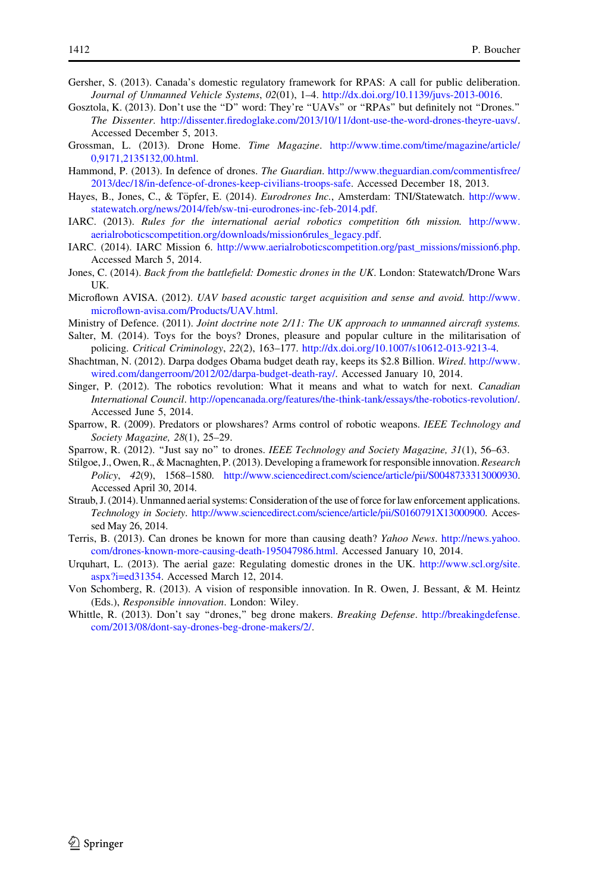Gersher, S. (2013). Canada's domestic regulatory framework for RPAS: A call for public deliberation. *Journal of Unmanned Vehicle Systems, 02*(01), 1–4. http://dx.doi.org/10.1139/juvs-2013-0016.

Gosztola, K. (2013). Don't use the "D" word: They're "UAVs" or "RPAs" but definitely not "Drones." *The Dissenter*. http://dissenter.firedoglake.com/2013/10/11/dont-use-the-word-drones-theyre-uavs/. Accessed December 5, 2013.

Grossman, L. (2013). Drone Home. *Time Magazine*. http://www.time.com/time/magazine/article/0,9171,2135132,00.html.

Hammond, P. (2013). In defence of drones. *The Guardian*. http://www.theguardian.com/commentisfree/2013/dec/18/in-defence-of-drones-keep-civilians-troops-safe. Accessed December 18, 2013.

Hayes, B., Jones, C., & Töpfer, E. (2014). *Eurodrones Inc.*, Amsterdam: TNI/Statewatch. http://www.statewatch.org/news/2014/feb/sw-tni-eurodrones-inc-feb-2014.pdf.

IARC. (2013). *Rules for the international aerial robotics competition 6th mission*. http://www.aerialroboticscompetition.org/downloads/mission6rules_legacy.pdf.

IARC. (2014). IARC Mission 6. http://www.aerialroboticscompetition.org/past_missions/mission6.php. Accessed March 5, 2014.

Jones, C. (2014). *Back from the battlefield: Domestic drones in the UK*. London: Statewatch/Drone Wars UK.

Microflown AVISA. (2012). *UAV based acoustic target acquisition and sense and avoid*. http://www.microflown-avisa.com/Products/UAV.html.

Ministry of Defence. (2011). *Joint doctrine note 2/11: The UK approach to unmanned aircraft systems*.

Salter, M. (2014). Toys for the boys? Drones, pleasure and popular culture in the militarisation of policing. *Critical Criminology, 22*(2), 163–177. http://dx.doi.org/10.1007/s10612-013-9213-4.

Shachtman, N. (2012). Darpa dodges Obama budget death ray, keeps its $2.8 Billion. *Wired*. http://www.wired.com/dangerroom/2012/02/darpa-budget-death-ray/. Accessed January 10, 2014.

Singer, P. (2012). The robotics revolution: What it means and what to watch for next. *Canadian International Council*. http://opencanada.org/features/the-think-tank/essays/the-robotics-revolution/. Accessed June 5, 2014.

Sparrow, R. (2009). Predators or plowshares? Arms control of robotic weapons. *IEEE Technology and Society Magazine, 28*(1), 25–29.

Sparrow, R. (2012). "Just say no" to drones. *IEEE Technology and Society Magazine, 31*(1), 56–63.

Stilgoe, J., Owen, R., & Macnaghten, P. (2013). Developing a framework for responsible innovation. *Research Policy, 42*(9), 1568–1580. http://www.sciencedirect.com/science/article/pii/S0048733313000930. Accessed April 30, 2014.

Straub, J. (2014). Unmanned aerial systems: Consideration of the use of force for law enforcement applications. *Technology in Society*. http://www.sciencedirect.com/science/article/pii/S0160791X13000900. Accessed May 26, 2014.

Terris, B. (2013). Can drones be known for more than causing death? *Yahoo News*. http://news.yahoo.com/drones-known-more-causing-death-195047986.html. Accessed January 10, 2014.

Urquhart, L. (2013). The aerial gaze: Regulating domestic drones in the UK. http://www.scl.org/site.aspx?i=ed31354. Accessed March 12, 2014.

Von Schomberg, R. (2013). A vision of responsible innovation. In R. Owen, J. Bessant, & M. Heintz (Eds.), *Responsible innovation*. London: Wiley.

Whittle, R. (2013). Don't say "drones," beg drone makers. *Breaking Defense*. http://breakingdefense.com/2013/08/dont-say-drones-beg-drone-makers/2/.